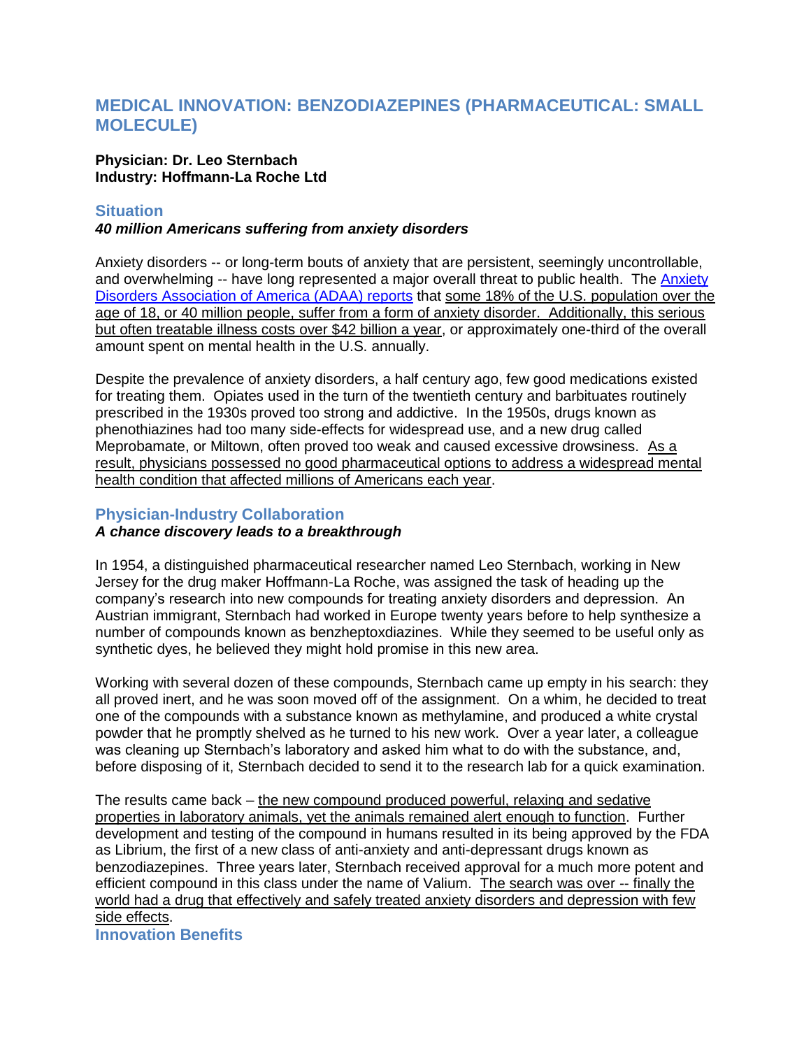# MEDICAL INNOVATION: BENZODIAZEPINES (PHARMACEUTICAL: SMALL MOLECULE)

**Physician: Dr. Leo Sternbach**
**Industry: Hoffmann-La Roche Ltd**

## Situation

***40 million Americans suffering from anxiety disorders***

Anxiety disorders -- or long-term bouts of anxiety that are persistent, seemingly uncontrollable, and overwhelming -- have long represented a major overall threat to public health. The Anxiety Disorders Association of America (ADAA) reports that some 18% of the U.S. population over the age of 18, or 40 million people, suffer from a form of anxiety disorder. Additionally, this serious but often treatable illness costs over $42 billion a year, or approximately one-third of the overall amount spent on mental health in the U.S. annually.

Despite the prevalence of anxiety disorders, a half century ago, few good medications existed for treating them. Opiates used in the turn of the twentieth century and barbituates routinely prescribed in the 1930s proved too strong and addictive. In the 1950s, drugs known as phenothiazines had too many side-effects for widespread use, and a new drug called Meprobamate, or Miltown, often proved too weak and caused excessive drowsiness. As a result, physicians possessed no good pharmaceutical options to address a widespread mental health condition that affected millions of Americans each year.

## Physician-Industry Collaboration

***A chance discovery leads to a breakthrough***

In 1954, a distinguished pharmaceutical researcher named Leo Sternbach, working in New Jersey for the drug maker Hoffmann-La Roche, was assigned the task of heading up the company's research into new compounds for treating anxiety disorders and depression. An Austrian immigrant, Sternbach had worked in Europe twenty years before to help synthesize a number of compounds known as benzheptoxdiazines. While they seemed to be useful only as synthetic dyes, he believed they might hold promise in this new area.

Working with several dozen of these compounds, Sternbach came up empty in his search: they all proved inert, and he was soon moved off of the assignment. On a whim, he decided to treat one of the compounds with a substance known as methylamine, and produced a white crystal powder that he promptly shelved as he turned to his new work. Over a year later, a colleague was cleaning up Sternbach's laboratory and asked him what to do with the substance, and, before disposing of it, Sternbach decided to send it to the research lab for a quick examination.

The results came back – the new compound produced powerful, relaxing and sedative properties in laboratory animals, yet the animals remained alert enough to function. Further development and testing of the compound in humans resulted in its being approved by the FDA as Librium, the first of a new class of anti-anxiety and anti-depressant drugs known as benzodiazepines. Three years later, Sternbach received approval for a much more potent and efficient compound in this class under the name of Valium. The search was over -- finally the world had a drug that effectively and safely treated anxiety disorders and depression with few side effects.

## Innovation Benefits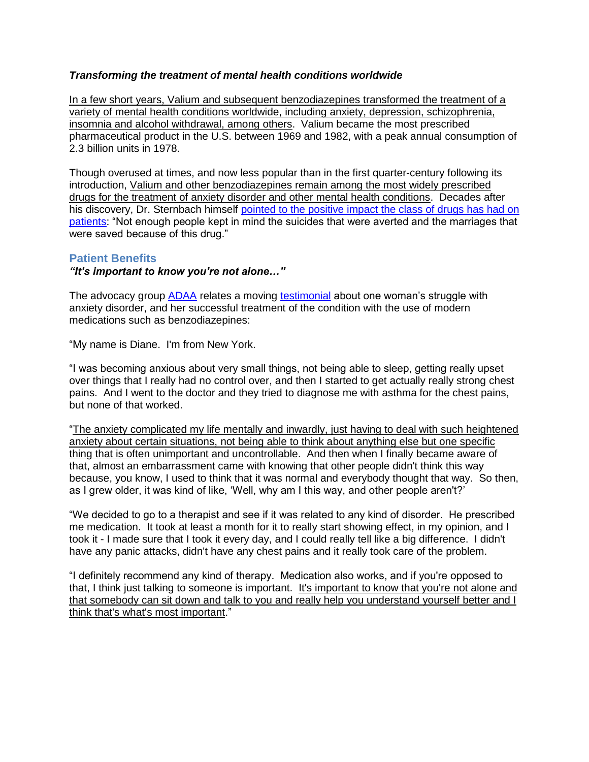***Transforming the treatment of mental health conditions worldwide***

In a few short years, Valium and subsequent benzodiazepines transformed the treatment of a variety of mental health conditions worldwide, including anxiety, depression, schizophrenia, insomnia and alcohol withdrawal, among others. Valium became the most prescribed pharmaceutical product in the U.S. between 1969 and 1982, with a peak annual consumption of 2.3 billion units in 1978.

Though overused at times, and now less popular than in the first quarter-century following its introduction, Valium and other benzodiazepines remain among the most widely prescribed drugs for the treatment of anxiety disorder and other mental health conditions. Decades after his discovery, Dr. Sternbach himself pointed to the positive impact the class of drugs has had on patients: "Not enough people kept in mind the suicides that were averted and the marriages that were saved because of this drug."

## Patient Benefits

***"It's important to know you're not alone…"***

The advocacy group ADAA relates a moving testimonial about one woman's struggle with anxiety disorder, and her successful treatment of the condition with the use of modern medications such as benzodiazepines:

"My name is Diane. I'm from New York.

"I was becoming anxious about very small things, not being able to sleep, getting really upset over things that I really had no control over, and then I started to get actually really strong chest pains. And I went to the doctor and they tried to diagnose me with asthma for the chest pains, but none of that worked.

"The anxiety complicated my life mentally and inwardly, just having to deal with such heightened anxiety about certain situations, not being able to think about anything else but one specific thing that is often unimportant and uncontrollable. And then when I finally became aware of that, almost an embarrassment came with knowing that other people didn't think this way because, you know, I used to think that it was normal and everybody thought that way. So then, as I grew older, it was kind of like, 'Well, why am I this way, and other people aren't?'

"We decided to go to a therapist and see if it was related to any kind of disorder. He prescribed me medication. It took at least a month for it to really start showing effect, in my opinion, and I took it - I made sure that I took it every day, and I could really tell like a big difference. I didn't have any panic attacks, didn't have any chest pains and it really took care of the problem.

"I definitely recommend any kind of therapy. Medication also works, and if you're opposed to that, I think just talking to someone is important. It's important to know that you're not alone and that somebody can sit down and talk to you and really help you understand yourself better and I think that's what's most important."